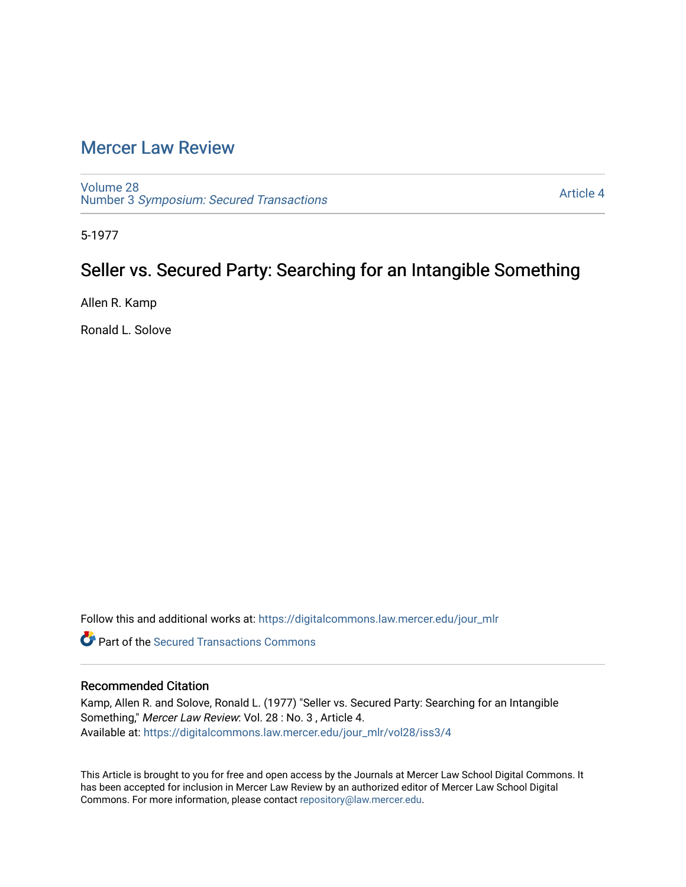# Mercer Law Review

Volume 28
Number 3 *Symposium: Secured Transactions*

Article 4

5-1977

## Seller vs. Secured Party: Searching for an Intangible Something

Allen R. Kamp

Ronald L. Solove

Follow this and additional works at: https://digitalcommons.law.mercer.edu/jour_mlr

Part of the Secured Transactions Commons

### Recommended Citation

Kamp, Allen R. and Solove, Ronald L. (1977) "Seller vs. Secured Party: Searching for an Intangible Something," *Mercer Law Review*: Vol. 28 : No. 3 , Article 4.
Available at: https://digitalcommons.law.mercer.edu/jour_mlr/vol28/iss3/4

This Article is brought to you for free and open access by the Journals at Mercer Law School Digital Commons. It has been accepted for inclusion in Mercer Law Review by an authorized editor of Mercer Law School Digital Commons. For more information, please contact repository@law.mercer.edu.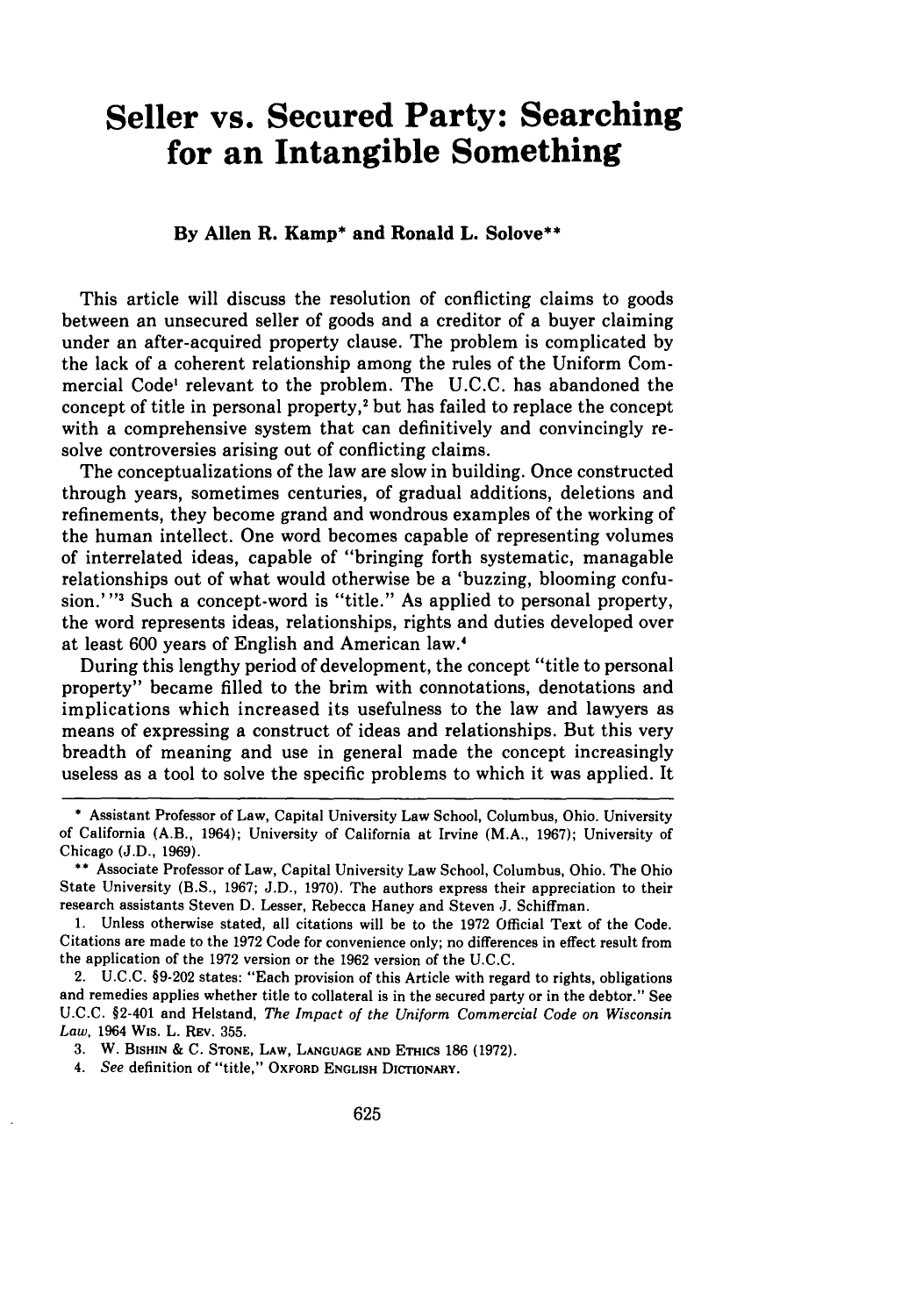# Seller vs. Secured Party: Searching for an Intangible Something

**By Allen R. Kamp\* and Ronald L. Solove\*\***

This article will discuss the resolution of conflicting claims to goods between an unsecured seller of goods and a creditor of a buyer claiming under an after-acquired property clause. The problem is complicated by the lack of a coherent relationship among the rules of the Uniform Commercial Code[1] relevant to the problem. The U.C.C. has abandoned the concept of title in personal property,[2] but has failed to replace the concept with a comprehensive system that can definitively and convincingly resolve controversies arising out of conflicting claims.

The conceptualizations of the law are slow in building. Once constructed through years, sometimes centuries, of gradual additions, deletions and refinements, they become grand and wondrous examples of the working of the human intellect. One word becomes capable of representing volumes of interrelated ideas, capable of "bringing forth systematic, managable relationships out of what would otherwise be a 'buzzing, blooming confusion.'"[3] Such a concept-word is "title." As applied to personal property, the word represents ideas, relationships, rights and duties developed over at least 600 years of English and American law.[4]

During this lengthy period of development, the concept "title to personal property" became filled to the brim with connotations, denotations and implications which increased its usefulness to the law and lawyers as means of expressing a construct of ideas and relationships. But this very breadth of meaning and use in general made the concept increasingly useless as a tool to solve the specific problems to which it was applied. It

---

\* Assistant Professor of Law, Capital University Law School, Columbus, Ohio. University of California (A.B., 1964); University of California at Irvine (M.A., 1967); University of Chicago (J.D., 1969).

\*\* Associate Professor of Law, Capital University Law School, Columbus, Ohio. The Ohio State University (B.S., 1967; J.D., 1970). The authors express their appreciation to their research assistants Steven D. Lesser, Rebecca Haney and Steven J. Schiffman.

1. Unless otherwise stated, all citations will be to the 1972 Official Text of the Code. Citations are made to the 1972 Code for convenience only; no differences in effect result from the application of the 1972 version or the 1962 version of the U.C.C.

2. U.C.C. §9-202 states: "Each provision of this Article with regard to rights, obligations and remedies applies whether title to collateral is in the secured party or in the debtor." See U.C.C. §2-401 and Helstand, *The Impact of the Uniform Commercial Code on Wisconsin Law*, 1964 WIS. L. REV. 355.

3. W. BISHIN & C. STONE, LAW, LANGUAGE AND ETHICS 186 (1972).

4. *See* definition of "title," OXFORD ENGLISH DICTIONARY.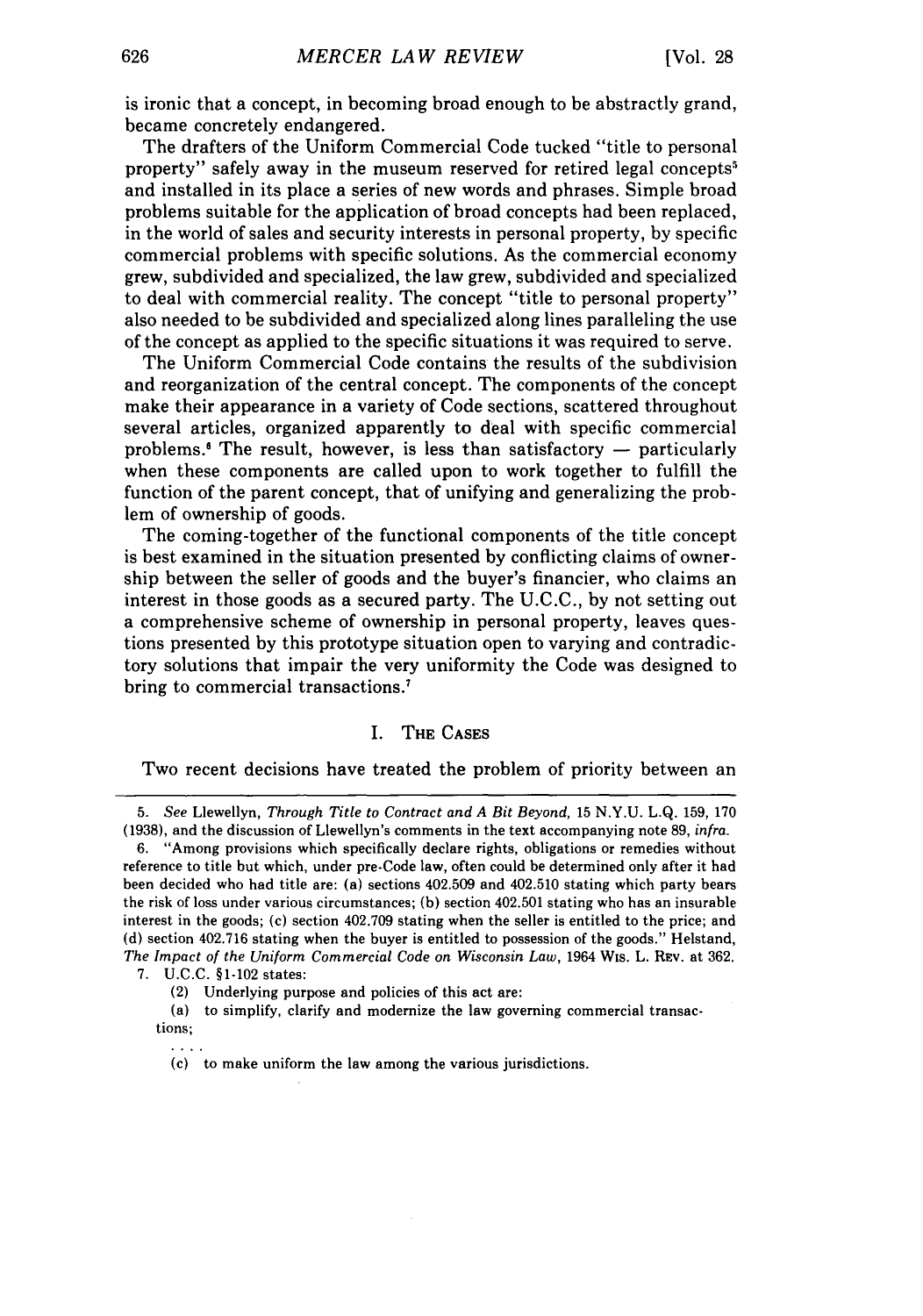is ironic that a concept, in becoming broad enough to be abstractly grand, became concretely endangered.

The drafters of the Uniform Commercial Code tucked "title to personal property" safely away in the museum reserved for retired legal concepts[5] and installed in its place a series of new words and phrases. Simple broad problems suitable for the application of broad concepts had been replaced, in the world of sales and security interests in personal property, by specific commercial problems with specific solutions. As the commercial economy grew, subdivided and specialized, the law grew, subdivided and specialized to deal with commercial reality. The concept "title to personal property" also needed to be subdivided and specialized along lines paralleling the use of the concept as applied to the specific situations it was required to serve.

The Uniform Commercial Code contains the results of the subdivision and reorganization of the central concept. The components of the concept make their appearance in a variety of Code sections, scattered throughout several articles, organized apparently to deal with specific commercial problems.[6] The result, however, is less than satisfactory — particularly when these components are called upon to work together to fulfill the function of the parent concept, that of unifying and generalizing the problem of ownership of goods.

The coming-together of the functional components of the title concept is best examined in the situation presented by conflicting claims of ownership between the seller of goods and the buyer's financier, who claims an interest in those goods as a secured party. The U.C.C., by not setting out a comprehensive scheme of ownership in personal property, leaves questions presented by this prototype situation open to varying and contradictory solutions that impair the very uniformity the Code was designed to bring to commercial transactions.[7]

## I. The Cases

Two recent decisions have treated the problem of priority between an

---

5. *See* Llewellyn, *Through Title to Contract and A Bit Beyond*, 15 N.Y.U. L.Q. 159, 170 (1938), and the discussion of Llewellyn's comments in the text accompanying note 89, *infra*.

6. "Among provisions which specifically declare rights, obligations or remedies without reference to title but which, under pre-Code law, often could be determined only after it had been decided who had title are: (a) sections 402.509 and 402.510 stating which party bears the risk of loss under various circumstances; (b) section 402.501 stating who has an insurable interest in the goods; (c) section 402.709 stating when the seller is entitled to the price; and (d) section 402.716 stating when the buyer is entitled to possession of the goods." Helstand, *The Impact of the Uniform Commercial Code on Wisconsin Law*, 1964 Wis. L. Rev. at 362.

7. U.C.C. §1-102 states:

(2) Underlying purpose and policies of this act are:

(a) to simplify, clarify and modernize the law governing commercial transactions;

. . . .

(c) to make uniform the law among the various jurisdictions.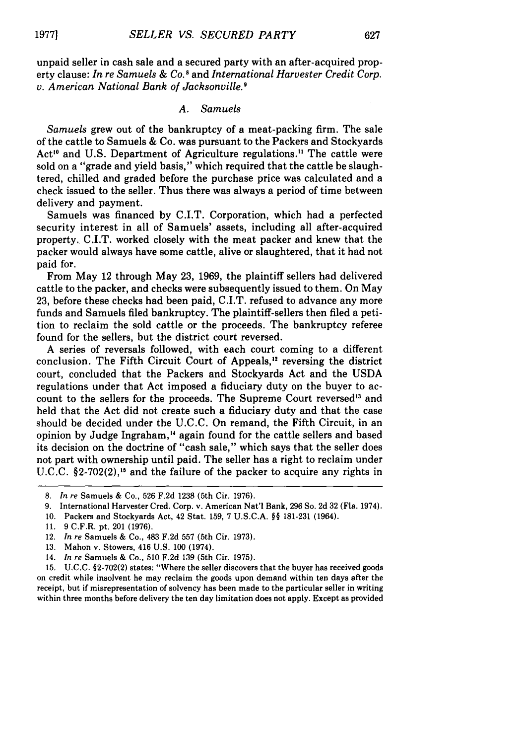unpaid seller in cash sale and a secured party with an after-acquired property clause: *In re Samuels & Co.*[8] and *International Harvester Credit Corp. v. American National Bank of Jacksonville.*[9]

### A. Samuels

*Samuels* grew out of the bankruptcy of a meat-packing firm. The sale of the cattle to Samuels & Co. was pursuant to the Packers and Stockyards Act[10] and U.S. Department of Agriculture regulations.[11] The cattle were sold on a "grade and yield basis," which required that the cattle be slaughtered, chilled and graded before the purchase price was calculated and a check issued to the seller. Thus there was always a period of time between delivery and payment.

Samuels was financed by C.I.T. Corporation, which had a perfected security interest in all of Samuels' assets, including all after-acquired property. C.I.T. worked closely with the meat packer and knew that the packer would always have some cattle, alive or slaughtered, that it had not paid for.

From May 12 through May 23, 1969, the plaintiff sellers had delivered cattle to the packer, and checks were subsequently issued to them. On May 23, before these checks had been paid, C.I.T. refused to advance any more funds and Samuels filed bankruptcy. The plaintiff-sellers then filed a petition to reclaim the sold cattle or the proceeds. The bankruptcy referee found for the sellers, but the district court reversed.

A series of reversals followed, with each court coming to a different conclusion. The Fifth Circuit Court of Appeals,[12] reversing the district court, concluded that the Packers and Stockyards Act and the USDA regulations under that Act imposed a fiduciary duty on the buyer to account to the sellers for the proceeds. The Supreme Court reversed[13] and held that the Act did not create such a fiduciary duty and that the case should be decided under the U.C.C. On remand, the Fifth Circuit, in an opinion by Judge Ingraham,[14] again found for the cattle sellers and based its decision on the doctrine of "cash sale," which says that the seller does not part with ownership until paid. The seller has a right to reclaim under U.C.C. §2-702(2),[15] and the failure of the packer to acquire any rights in

---

8. *In re* Samuels & Co., 526 F.2d 1238 (5th Cir. 1976).

9. International Harvester Cred. Corp. v. American Nat'l Bank, 296 So. 2d 32 (Fla. 1974).

10. Packers and Stockyards Act, 42 Stat. 159, 7 U.S.C.A. §§ 181-231 (1964).

11. 9 C.F.R. pt. 201 (1976).

12. *In re* Samuels & Co., 483 F.2d 557 (5th Cir. 1973).

13. Mahon v. Stowers, 416 U.S. 100 (1974).

14. *In re* Samuels & Co., 510 F.2d 139 (5th Cir. 1975).

15. U.C.C. §2-702(2) states: "Where the seller discovers that the buyer has received goods on credit while insolvent he may reclaim the goods upon demand within ten days after the receipt, but if misrepresentation of solvency has been made to the particular seller in writing within three months before delivery the ten day limitation does not apply. Except as provided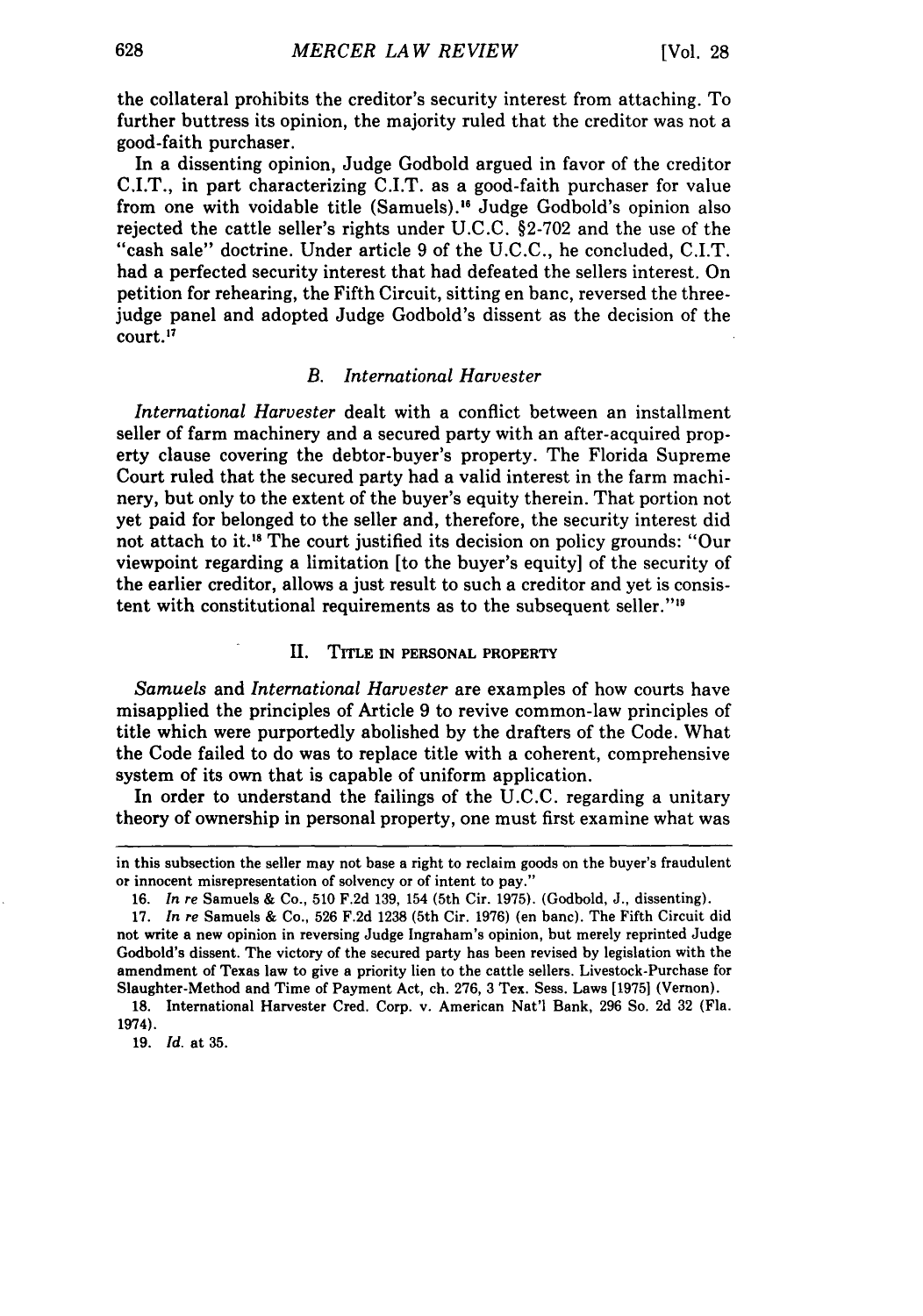the collateral prohibits the creditor's security interest from attaching. To further buttress its opinion, the majority ruled that the creditor was not a good-faith purchaser.

In a dissenting opinion, Judge Godbold argued in favor of the creditor C.I.T., in part characterizing C.I.T. as a good-faith purchaser for value from one with voidable title (Samuels).[16] Judge Godbold's opinion also rejected the cattle seller's rights under U.C.C. §2-702 and the use of the "cash sale" doctrine. Under article 9 of the U.C.C., he concluded, C.I.T. had a perfected security interest that had defeated the sellers interest. On petition for rehearing, the Fifth Circuit, sitting en banc, reversed the three-judge panel and adopted Judge Godbold's dissent as the decision of the court.[17]

### B. *International Harvester*

*International Harvester* dealt with a conflict between an installment seller of farm machinery and a secured party with an after-acquired property clause covering the debtor-buyer's property. The Florida Supreme Court ruled that the secured party had a valid interest in the farm machinery, but only to the extent of the buyer's equity therein. That portion not yet paid for belonged to the seller and, therefore, the security interest did not attach to it.[18] The court justified its decision on policy grounds: "Our viewpoint regarding a limitation [to the buyer's equity] of the security of the earlier creditor, allows a just result to such a creditor and yet is consistent with constitutional requirements as to the subsequent seller."[19]

## II. Title in Personal Property

*Samuels* and *International Harvester* are examples of how courts have misapplied the principles of Article 9 to revive common-law principles of title which were purportedly abolished by the drafters of the Code. What the Code failed to do was to replace title with a coherent, comprehensive system of its own that is capable of uniform application.

In order to understand the failings of the U.C.C. regarding a unitary theory of ownership in personal property, one must first examine what was

---

in this subsection the seller may not base a right to reclaim goods on the buyer's fraudulent or innocent misrepresentation of solvency or of intent to pay."

16. *In re* Samuels & Co., 510 F.2d 139, 154 (5th Cir. 1975). (Godbold, J., dissenting).

17. *In re* Samuels & Co., 526 F.2d 1238 (5th Cir. 1976) (en banc). The Fifth Circuit did not write a new opinion in reversing Judge Ingraham's opinion, but merely reprinted Judge Godbold's dissent. The victory of the secured party has been revised by legislation with the amendment of Texas law to give a priority lien to the cattle sellers. Livestock-Purchase for Slaughter-Method and Time of Payment Act, ch. 276, 3 Tex. Sess. Laws [1975] (Vernon).

18. International Harvester Cred. Corp. v. American Nat'l Bank, 296 So. 2d 32 (Fla. 1974).

19. *Id.* at 35.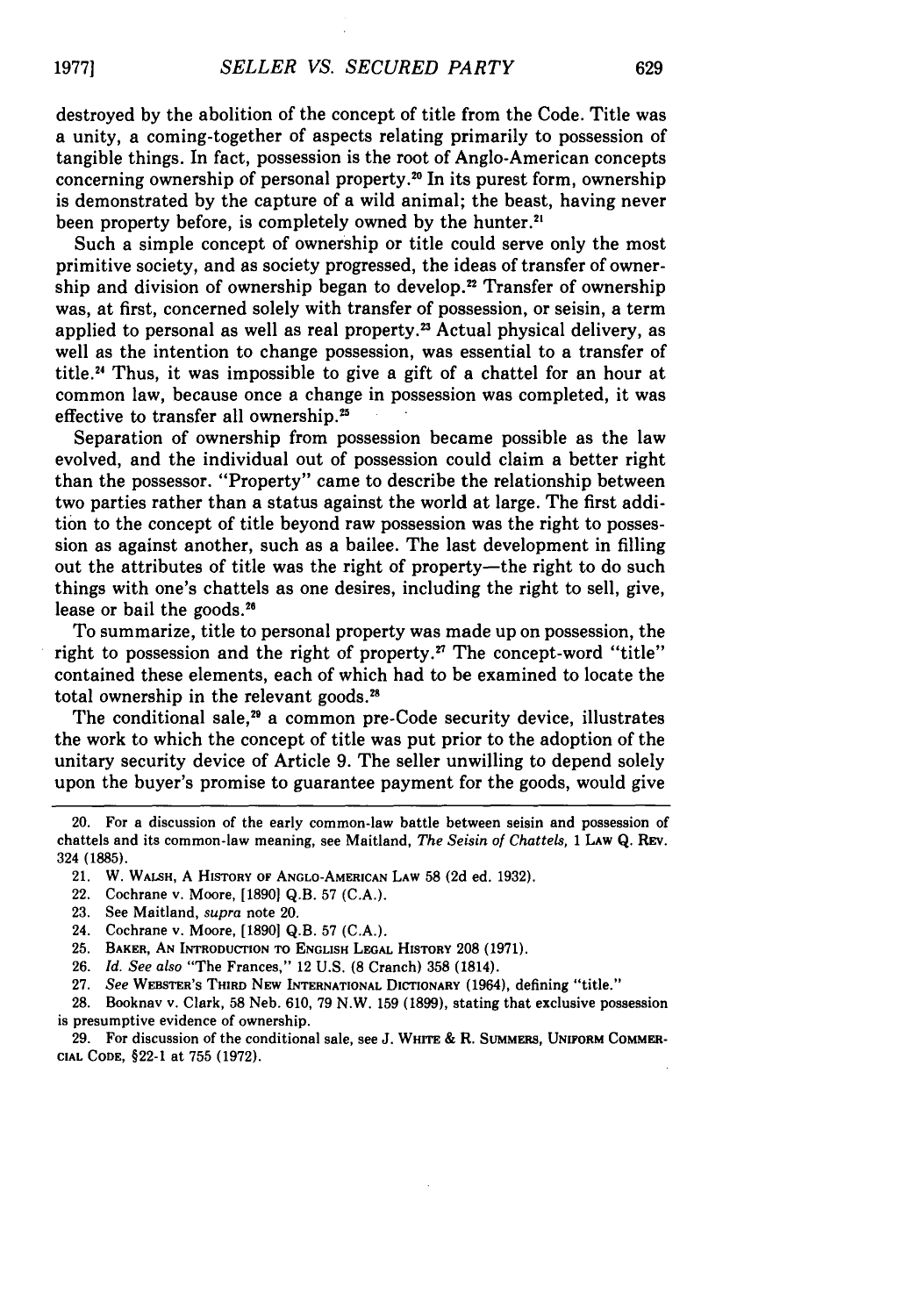destroyed by the abolition of the concept of title from the Code. Title was a unity, a coming-together of aspects relating primarily to possession of tangible things. In fact, possession is the root of Anglo-American concepts concerning ownership of personal property.[20] In its purest form, ownership is demonstrated by the capture of a wild animal; the beast, having never been property before, is completely owned by the hunter.[21]

Such a simple concept of ownership or title could serve only the most primitive society, and as society progressed, the ideas of transfer of ownership and division of ownership began to develop.[22] Transfer of ownership was, at first, concerned solely with transfer of possession, or seisin, a term applied to personal as well as real property.[23] Actual physical delivery, as well as the intention to change possession, was essential to a transfer of title.[24] Thus, it was impossible to give a gift of a chattel for an hour at common law, because once a change in possession was completed, it was effective to transfer all ownership.[25]

Separation of ownership from possession became possible as the law evolved, and the individual out of possession could claim a better right than the possessor. "Property" came to describe the relationship between two parties rather than a status against the world at large. The first addition to the concept of title beyond raw possession was the right to possession as against another, such as a bailee. The last development in filling out the attributes of title was the right of property—the right to do such things with one's chattels as one desires, including the right to sell, give, lease or bail the goods.[26]

To summarize, title to personal property was made up on possession, the right to possession and the right of property.[27] The concept-word "title" contained these elements, each of which had to be examined to locate the total ownership in the relevant goods.[28]

The conditional sale,[29] a common pre-Code security device, illustrates the work to which the concept of title was put prior to the adoption of the unitary security device of Article 9. The seller unwilling to depend solely upon the buyer's promise to guarantee payment for the goods, would give

---

20. For a discussion of the early common-law battle between seisin and possession of chattels and its common-law meaning, see Maitland, *The Seisin of Chattels*, 1 LAW Q. REV. 324 (1885).

21. W. WALSH, A HISTORY OF ANGLO-AMERICAN LAW 58 (2d ed. 1932).

22. Cochrane v. Moore, [1890] Q.B. 57 (C.A.).

23. See Maitland, *supra* note 20.

24. Cochrane v. Moore, [1890] Q.B. 57 (C.A.).

25. BAKER, AN INTRODUCTION TO ENGLISH LEGAL HISTORY 208 (1971).

26. *Id. See also* "The Frances," 12 U.S. (8 Cranch) 358 (1814).

27. *See* WEBSTER'S THIRD NEW INTERNATIONAL DICTIONARY (1964), defining "title."

28. Booknav v. Clark, 58 Neb. 610, 79 N.W. 159 (1899), stating that exclusive possession is presumptive evidence of ownership.

29. For discussion of the conditional sale, see J. WHITE & R. SUMMERS, UNIFORM COMMERCIAL CODE, §22-1 at 755 (1972).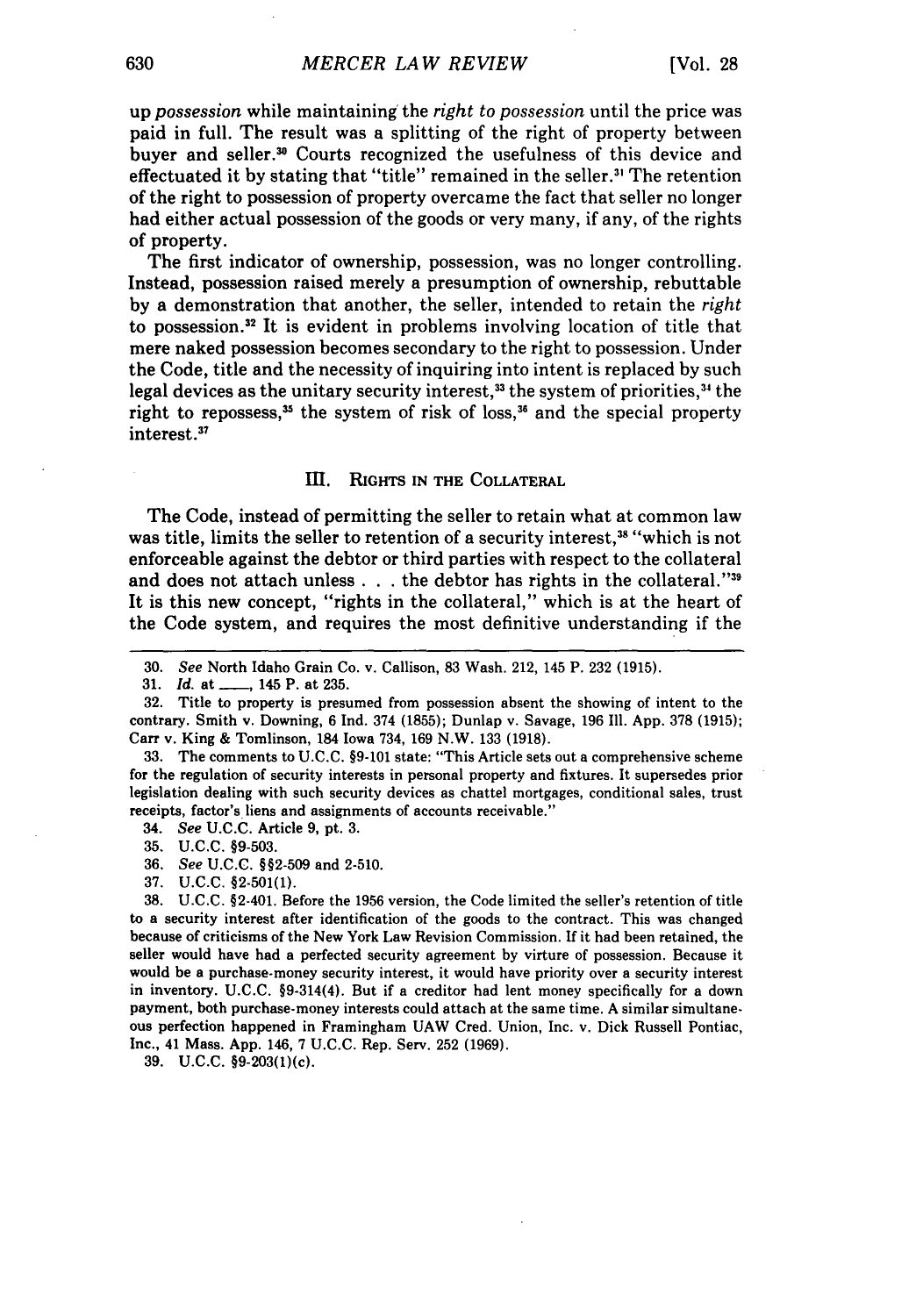up *possession* while maintaining the *right to possession* until the price was paid in full. The result was a splitting of the right of property between buyer and seller.[30] Courts recognized the usefulness of this device and effectuated it by stating that "title" remained in the seller.[31] The retention of the right to possession of property overcame the fact that seller no longer had either actual possession of the goods or very many, if any, of the rights of property.

The first indicator of ownership, possession, was no longer controlling. Instead, possession raised merely a presumption of ownership, rebuttable by a demonstration that another, the seller, intended to retain the *right* to possession.[32] It is evident in problems involving location of title that mere naked possession becomes secondary to the right to possession. Under the Code, title and the necessity of inquiring into intent is replaced by such legal devices as the unitary security interest,[33] the system of priorities,[34] the right to repossess,[35] the system of risk of loss,[36] and the special property interest.[37]

## III. Rights in the Collateral

The Code, instead of permitting the seller to retain what at common law was title, limits the seller to retention of a security interest,[38] "which is not enforceable against the debtor or third parties with respect to the collateral and does not attach unless . . . the debtor has rights in the collateral."[39] It is this new concept, "rights in the collateral," which is at the heart of the Code system, and requires the most definitive understanding if the

---

30. *See* North Idaho Grain Co. v. Callison, 83 Wash. 212, 145 P. 232 (1915).

31. *Id.* at \_\_\_\_, 145 P. at 235.

32. Title to property is presumed from possession absent the showing of intent to the contrary. Smith v. Downing, 6 Ind. 374 (1855); Dunlap v. Savage, 196 Ill. App. 378 (1915); Carr v. King & Tomlinson, 184 Iowa 734, 169 N.W. 133 (1918).

33. The comments to U.C.C. §9-101 state: "This Article sets out a comprehensive scheme for the regulation of security interests in personal property and fixtures. It supersedes prior legislation dealing with such security devices as chattel mortgages, conditional sales, trust receipts, factor's liens and assignments of accounts receivable."

34. *See* U.C.C. Article 9, pt. 3.

35. U.C.C. §9-503.

36. *See* U.C.C. §§2-509 and 2-510.

37. U.C.C. §2-501(1).

38. U.C.C. §2-401. Before the 1956 version, the Code limited the seller's retention of title to a security interest after identification of the goods to the contract. This was changed because of criticisms of the New York Law Revision Commission. If it had been retained, the seller would have had a perfected security agreement by virtue of possession. Because it would be a purchase-money security interest, it would have priority over a security interest in inventory. U.C.C. §9-314(4). But if a creditor had lent money specifically for a down payment, both purchase-money interests could attach at the same time. A similar simultaneous perfection happened in Framingham UAW Cred. Union, Inc. v. Dick Russell Pontiac, Inc., 41 Mass. App. 146, 7 U.C.C. Rep. Serv. 252 (1969).

39. U.C.C. §9-203(1)(c).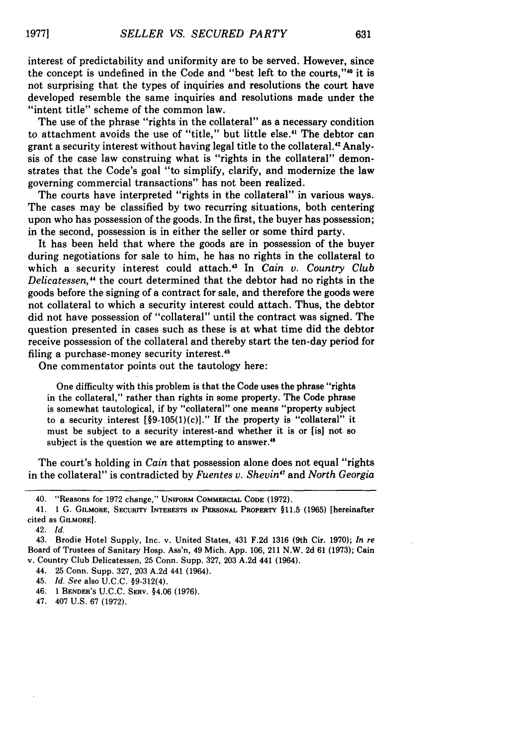interest of predictability and uniformity are to be served. However, since the concept is undefined in the Code and "best left to the courts,"[40] it is not surprising that the types of inquiries and resolutions the court have developed resemble the same inquiries and resolutions made under the "intent title" scheme of the common law.

The use of the phrase "rights in the collateral" as a necessary condition to attachment avoids the use of "title," but little else.[41] The debtor can grant a security interest without having legal title to the collateral.[42] Analysis of the case law construing what is "rights in the collateral" demonstrates that the Code's goal "to simplify, clarify, and modernize the law governing commercial transactions" has not been realized.

The courts have interpreted "rights in the collateral" in various ways. The cases may be classified by two recurring situations, both centering upon who has possession of the goods. In the first, the buyer has possession; in the second, possession is in either the seller or some third party.

It has been held that where the goods are in possession of the buyer during negotiations for sale to him, he has no rights in the collateral to which a security interest could attach.[43] In *Cain v. Country Club Delicatessen,*[44] the court determined that the debtor had no rights in the goods before the signing of a contract for sale, and therefore the goods were not collateral to which a security interest could attach. Thus, the debtor did not have possession of "collateral" until the contract was signed. The question presented in cases such as these is at what time did the debtor receive possession of the collateral and thereby start the ten-day period for filing a purchase-money security interest.[45]

One commentator points out the tautology here:

> One difficulty with this problem is that the Code uses the phrase "rights in the collateral," rather than rights in some property. The Code phrase is somewhat tautological, if by "collateral" one means "property subject to a security interest [§9-105(1)(c)]." If the property is "collateral" it must be subject to a security interest-and whether it is or [is] not so subject is the question we are attempting to answer.[46]

The court's holding in *Cain* that possession alone does not equal "rights in the collateral" is contradicted by *Fuentes v. Shevin*[47] and *North Georgia*

---

40. "Reasons for 1972 change," UNIFORM COMMERCIAL CODE (1972).

41. 1 G. GILMORE, SECURITY INTERESTS IN PERSONAL PROPERTY §11.5 (1965) [hereinafter cited as GILMORE].

42. *Id.*

43. Brodie Hotel Supply, Inc. v. United States, 431 F.2d 1316 (9th Cir. 1970); *In re* Board of Trustees of Sanitary Hosp. Ass'n, 49 Mich. App. 106, 211 N.W. 2d 61 (1973); Cain v. Country Club Delicatessen, 25 Conn. Supp. 327, 203 A.2d 441 (1964).

44. 25 Conn. Supp. 327, 203 A.2d 441 (1964).

45. *Id. See* also U.C.C. §9-312(4).

46. 1 BENDER'S U.C.C. SERV. §4.06 (1976).

47. 407 U.S. 67 (1972).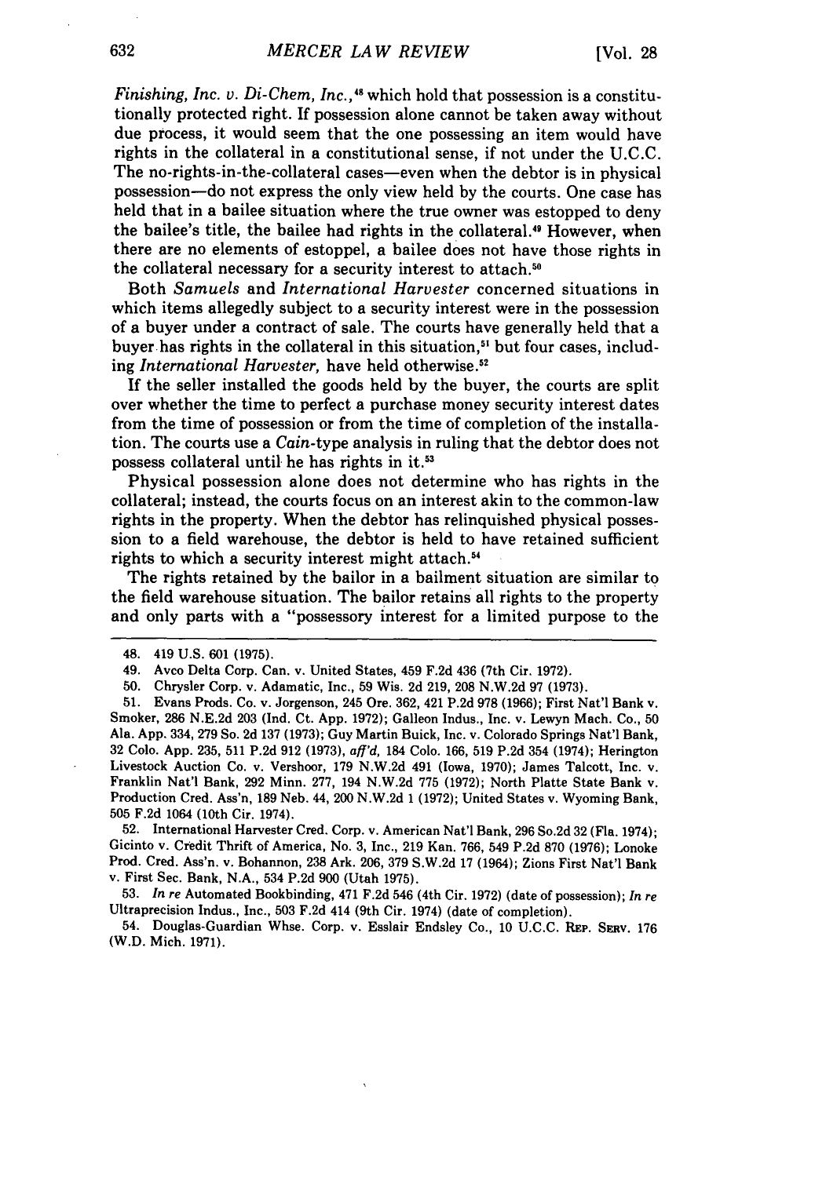*Finishing, Inc. v. Di-Chem, Inc.*,[48] which hold that possession is a constitutionally protected right. If possession alone cannot be taken away without due process, it would seem that the one possessing an item would have rights in the collateral in a constitutional sense, if not under the U.C.C. The no-rights-in-the-collateral cases—even when the debtor is in physical possession—do not express the only view held by the courts. One case has held that in a bailee situation where the true owner was estopped to deny the bailee's title, the bailee had rights in the collateral.[49] However, when there are no elements of estoppel, a bailee does not have those rights in the collateral necessary for a security interest to attach.[50]

Both *Samuels* and *International Harvester* concerned situations in which items allegedly subject to a security interest were in the possession of a buyer under a contract of sale. The courts have generally held that a buyer has rights in the collateral in this situation,[51] but four cases, including *International Harvester*, have held otherwise.[52]

If the seller installed the goods held by the buyer, the courts are split over whether the time to perfect a purchase money security interest dates from the time of possession or from the time of completion of the installation. The courts use a *Cain*-type analysis in ruling that the debtor does not possess collateral until he has rights in it.[53]

Physical possession alone does not determine who has rights in the collateral; instead, the courts focus on an interest akin to the common-law rights in the property. When the debtor has relinquished physical possession to a field warehouse, the debtor is held to have retained sufficient rights to which a security interest might attach.[54]

The rights retained by the bailor in a bailment situation are similar to the field warehouse situation. The bailor retains all rights to the property and only parts with a "possessory interest for a limited purpose to the

---

48. 419 U.S. 601 (1975).

49. Avco Delta Corp. Can. v. United States, 459 F.2d 436 (7th Cir. 1972).

50. Chrysler Corp. v. Adamatic, Inc., 59 Wis. 2d 219, 208 N.W.2d 97 (1973).

51. Evans Prods. Co. v. Jorgenson, 245 Ore. 362, 421 P.2d 978 (1966); First Nat'l Bank v. Smoker, 286 N.E.2d 203 (Ind. Ct. App. 1972); Galleon Indus., Inc. v. Lewyn Mach. Co., 50 Ala. App. 334, 279 So. 2d 137 (1973); Guy Martin Buick, Inc. v. Colorado Springs Nat'l Bank, 32 Colo. App. 235, 511 P.2d 912 (1973), *aff'd*, 184 Colo. 166, 519 P.2d 354 (1974); Herington Livestock Auction Co. v. Vershoor, 179 N.W.2d 491 (Iowa, 1970); James Talcott, Inc. v. Franklin Nat'l Bank, 292 Minn. 277, 194 N.W.2d 775 (1972); North Platte State Bank v. Production Cred. Ass'n, 189 Neb. 44, 200 N.W.2d 1 (1972); United States v. Wyoming Bank, 505 F.2d 1064 (10th Cir. 1974).

52. International Harvester Cred. Corp. v. American Nat'l Bank, 296 So.2d 32 (Fla. 1974); Gicinto v. Credit Thrift of America, No. 3, Inc., 219 Kan. 766, 549 P.2d 870 (1976); Lonoke Prod. Cred. Ass'n. v. Bohannon, 238 Ark. 206, 379 S.W.2d 17 (1964); Zions First Nat'l Bank v. First Sec. Bank, N.A., 534 P.2d 900 (Utah 1975).

53. *In re* Automated Bookbinding, 471 F.2d 546 (4th Cir. 1972) (date of possession); *In re* Ultraprecision Indus., Inc., 503 F.2d 414 (9th Cir. 1974) (date of completion).

54. Douglas-Guardian Whse. Corp. v. Esslair Endsley Co., 10 U.C.C. REP. SERV. 176 (W.D. Mich. 1971).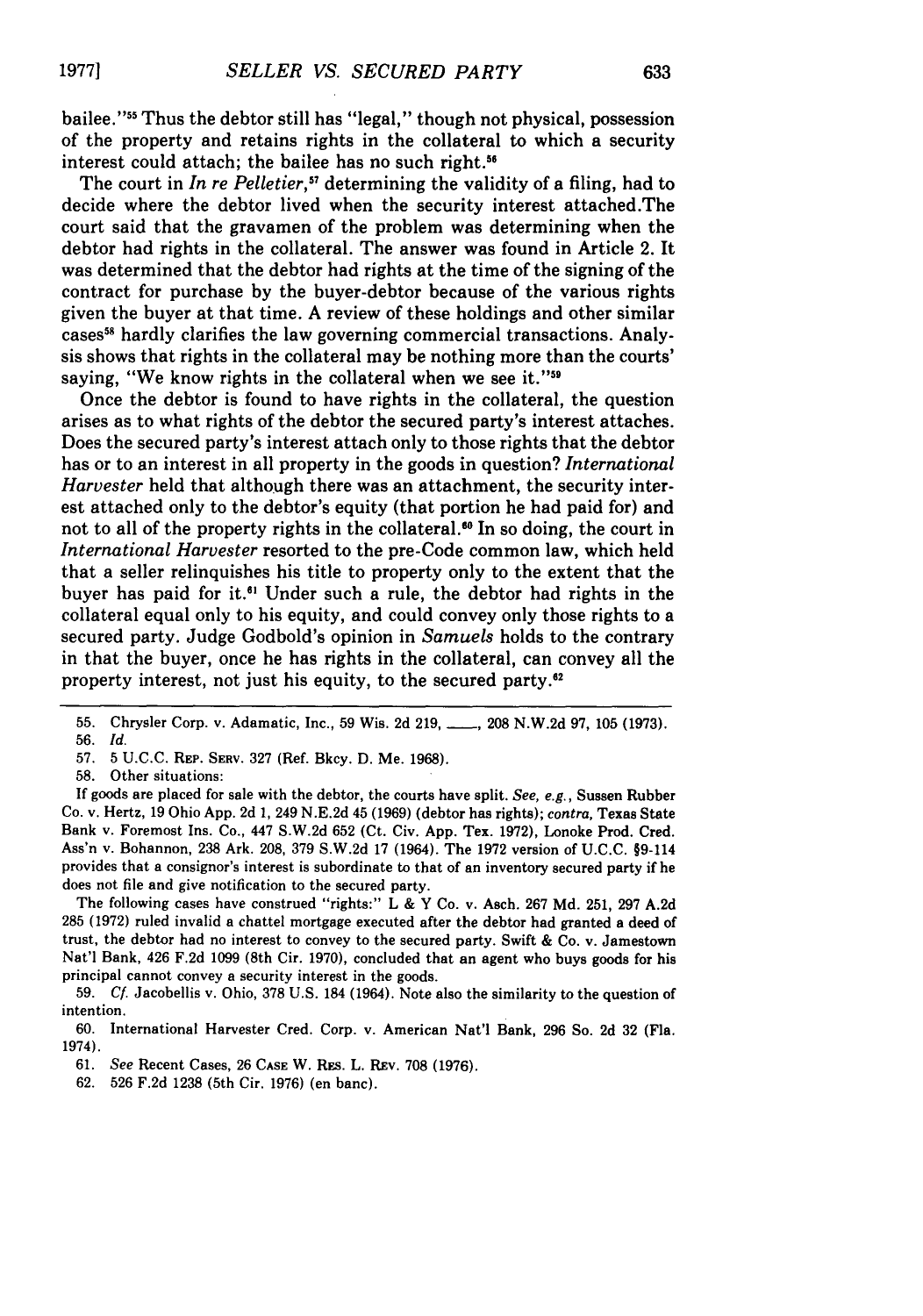bailee."[55] Thus the debtor still has "legal," though not physical, possession of the property and retains rights in the collateral to which a security interest could attach; the bailee has no such right.[56]

The court in *In re Pelletier*,[57] determining the validity of a filing, had to decide where the debtor lived when the security interest attached.The court said that the gravamen of the problem was determining when the debtor had rights in the collateral. The answer was found in Article 2. It was determined that the debtor had rights at the time of the signing of the contract for purchase by the buyer-debtor because of the various rights given the buyer at that time. A review of these holdings and other similar cases[58] hardly clarifies the law governing commercial transactions. Analysis shows that rights in the collateral may be nothing more than the courts' saying, "We know rights in the collateral when we see it."[59]

Once the debtor is found to have rights in the collateral, the question arises as to what rights of the debtor the secured party's interest attaches. Does the secured party's interest attach only to those rights that the debtor has or to an interest in all property in the goods in question? *International Harvester* held that although there was an attachment, the security interest attached only to the debtor's equity (that portion he had paid for) and not to all of the property rights in the collateral.[60] In so doing, the court in *International Harvester* resorted to the pre-Code common law, which held that a seller relinquishes his title to property only to the extent that the buyer has paid for it.[61] Under such a rule, the debtor had rights in the collateral equal only to his equity, and could convey only those rights to a secured party. Judge Godbold's opinion in *Samuels* holds to the contrary in that the buyer, once he has rights in the collateral, can convey all the property interest, not just his equity, to the secured party.[62]

---

55. Chrysler Corp. v. Adamatic, Inc., 59 Wis. 2d 219, \_\_\_\_, 208 N.W.2d 97, 105 (1973).

56. *Id.*

57. 5 U.C.C. REP. SERV. 327 (Ref. Bkcy. D. Me. 1968).

58. Other situations:

If goods are placed for sale with the debtor, the courts have split. *See, e.g.*, Sussen Rubber Co. v. Hertz, 19 Ohio App. 2d 1, 249 N.E.2d 45 (1969) (debtor has rights); *contra*, Texas State Bank v. Foremost Ins. Co., 447 S.W.2d 652 (Ct. Civ. App. Tex. 1972), Lonoke Prod. Cred. Ass'n v. Bohannon, 238 Ark. 208, 379 S.W.2d 17 (1964). The 1972 version of U.C.C. §9-114 provides that a consignor's interest is subordinate to that of an inventory secured party if he does not file and give notification to the secured party.

The following cases have construed "rights:" L & Y Co. v. Asch. 267 Md. 251, 297 A.2d 285 (1972) ruled invalid a chattel mortgage executed after the debtor had granted a deed of trust, the debtor had no interest to convey to the secured party. Swift & Co. v. Jamestown Nat'l Bank, 426 F.2d 1099 (8th Cir. 1970), concluded that an agent who buys goods for his principal cannot convey a security interest in the goods.

59. *Cf.* Jacobellis v. Ohio, 378 U.S. 184 (1964). Note also the similarity to the question of intention.

60. International Harvester Cred. Corp. v. American Nat'l Bank, 296 So. 2d 32 (Fla. 1974).

61. *See* Recent Cases, 26 CASE W. RES. L. REV. 708 (1976).

62. 526 F.2d 1238 (5th Cir. 1976) (en banc).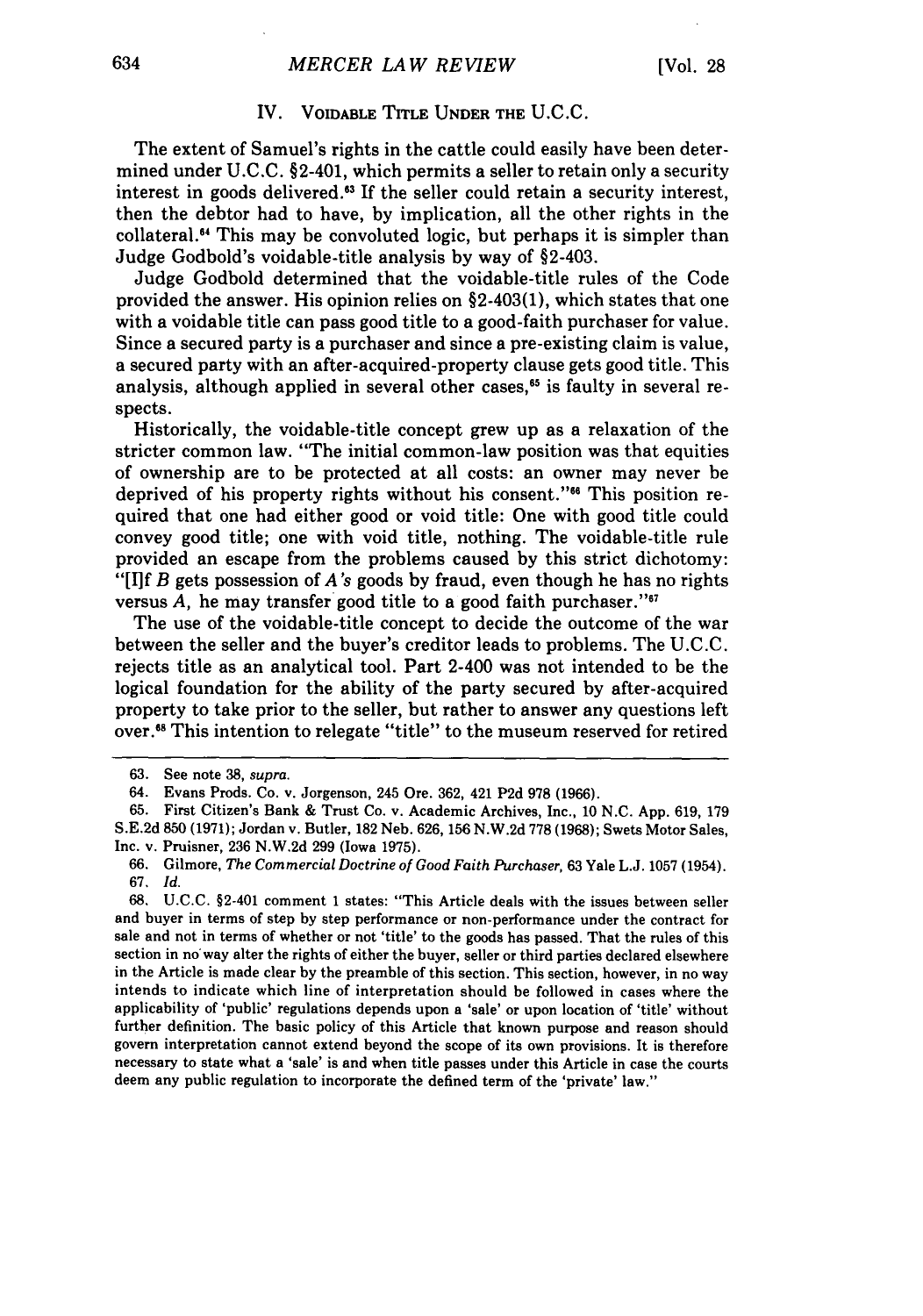## IV. Voidable Title Under the U.C.C.

The extent of Samuel's rights in the cattle could easily have been determined under U.C.C. §2-401, which permits a seller to retain only a security interest in goods delivered.[63] If the seller could retain a security interest, then the debtor had to have, by implication, all the other rights in the collateral.[64] This may be convoluted logic, but perhaps it is simpler than Judge Godbold's voidable-title analysis by way of §2-403.

Judge Godbold determined that the voidable-title rules of the Code provided the answer. His opinion relies on §2-403(1), which states that one with a voidable title can pass good title to a good-faith purchaser for value. Since a secured party is a purchaser and since a pre-existing claim is value, a secured party with an after-acquired-property clause gets good title. This analysis, although applied in several other cases,[65] is faulty in several respects.

Historically, the voidable-title concept grew up as a relaxation of the stricter common law. "The initial common-law position was that equities of ownership are to be protected at all costs: an owner may never be deprived of his property rights without his consent."[66] This position required that one had either good or void title: One with good title could convey good title; one with void title, nothing. The voidable-title rule provided an escape from the problems caused by this strict dichotomy: "[I]f *B* gets possession of *A's* goods by fraud, even though he has no rights versus *A*, he may transfer good title to a good faith purchaser."[67]

The use of the voidable-title concept to decide the outcome of the war between the seller and the buyer's creditor leads to problems. The U.C.C. rejects title as an analytical tool. Part 2-400 was not intended to be the logical foundation for the ability of the party secured by after-acquired property to take prior to the seller, but rather to answer any questions left over.[68] This intention to relegate "title" to the museum reserved for retired

---

63. See note 38, *supra*.

64. Evans Prods. Co. v. Jorgenson, 245 Ore. 362, 421 P2d 978 (1966).

65. First Citizen's Bank & Trust Co. v. Academic Archives, Inc., 10 N.C. App. 619, 179 S.E.2d 850 (1971); Jordan v. Butler, 182 Neb. 626, 156 N.W.2d 778 (1968); Swets Motor Sales, Inc. v. Pruisner, 236 N.W.2d 299 (Iowa 1975).

66. Gilmore, *The Commercial Doctrine of Good Faith Purchaser*, 63 Yale L.J. 1057 (1954).

67. *Id.*

68. U.C.C. §2-401 comment 1 states: "This Article deals with the issues between seller and buyer in terms of step by step performance or non-performance under the contract for sale and not in terms of whether or not 'title' to the goods has passed. That the rules of this section in no way alter the rights of either the buyer, seller or third parties declared elsewhere in the Article is made clear by the preamble of this section. This section, however, in no way intends to indicate which line of interpretation should be followed in cases where the applicability of 'public' regulations depends upon a 'sale' or upon location of 'title' without further definition. The basic policy of this Article that known purpose and reason should govern interpretation cannot extend beyond the scope of its own provisions. It is therefore necessary to state what a 'sale' is and when title passes under this Article in case the courts deem any public regulation to incorporate the defined term of the 'private' law."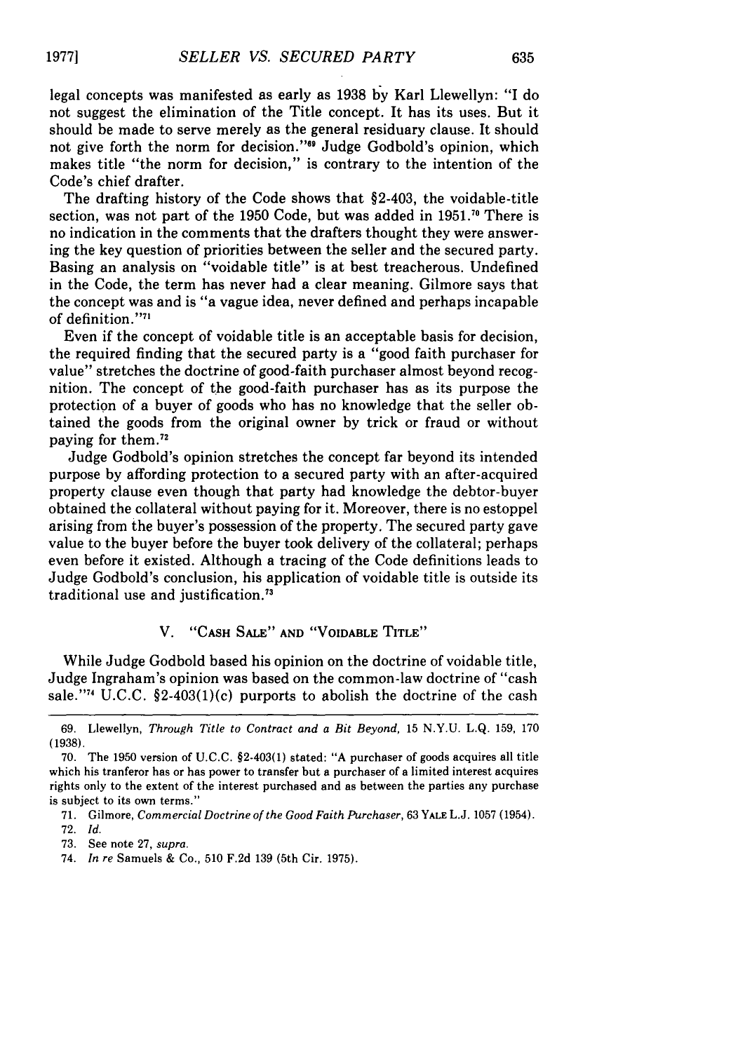legal concepts was manifested as early as 1938 by Karl Llewellyn: "I do not suggest the elimination of the Title concept. It has its uses. But it should be made to serve merely as the general residuary clause. It should not give forth the norm for decision."[69] Judge Godbold's opinion, which makes title "the norm for decision," is contrary to the intention of the Code's chief drafter.

The drafting history of the Code shows that §2-403, the voidable-title section, was not part of the 1950 Code, but was added in 1951.[70] There is no indication in the comments that the drafters thought they were answering the key question of priorities between the seller and the secured party. Basing an analysis on "voidable title" is at best treacherous. Undefined in the Code, the term has never had a clear meaning. Gilmore says that the concept was and is "a vague idea, never defined and perhaps incapable of definition."[71]

Even if the concept of voidable title is an acceptable basis for decision, the required finding that the secured party is a "good faith purchaser for value" stretches the doctrine of good-faith purchaser almost beyond recognition. The concept of the good-faith purchaser has as its purpose the protection of a buyer of goods who has no knowledge that the seller obtained the goods from the original owner by trick or fraud or without paying for them.[72]

Judge Godbold's opinion stretches the concept far beyond its intended purpose by affording protection to a secured party with an after-acquired property clause even though that party had knowledge the debtor-buyer obtained the collateral without paying for it. Moreover, there is no estoppel arising from the buyer's possession of the property. The secured party gave value to the buyer before the buyer took delivery of the collateral; perhaps even before it existed. Although a tracing of the Code definitions leads to Judge Godbold's conclusion, his application of voidable title is outside its traditional use and justification.[73]

## V. "Cash Sale" and "Voidable Title"

While Judge Godbold based his opinion on the doctrine of voidable title, Judge Ingraham's opinion was based on the common-law doctrine of "cash sale."[74] U.C.C. §2-403(1)(c) purports to abolish the doctrine of the cash

---

69. Llewellyn, *Through Title to Contract and a Bit Beyond*, 15 N.Y.U. L.Q. 159, 170 (1938).

70. The 1950 version of U.C.C. §2-403(1) stated: "A purchaser of goods acquires all title which his tranferor has or has power to transfer but a purchaser of a limited interest acquires rights only to the extent of the interest purchased and as between the parties any purchase is subject to its own terms."

71. Gilmore, *Commercial Doctrine of the Good Faith Purchaser*, 63 YALE L.J. 1057 (1954).

72. *Id.*

73. See note 27, *supra*.

74. *In re* Samuels & Co., 510 F.2d 139 (5th Cir. 1975).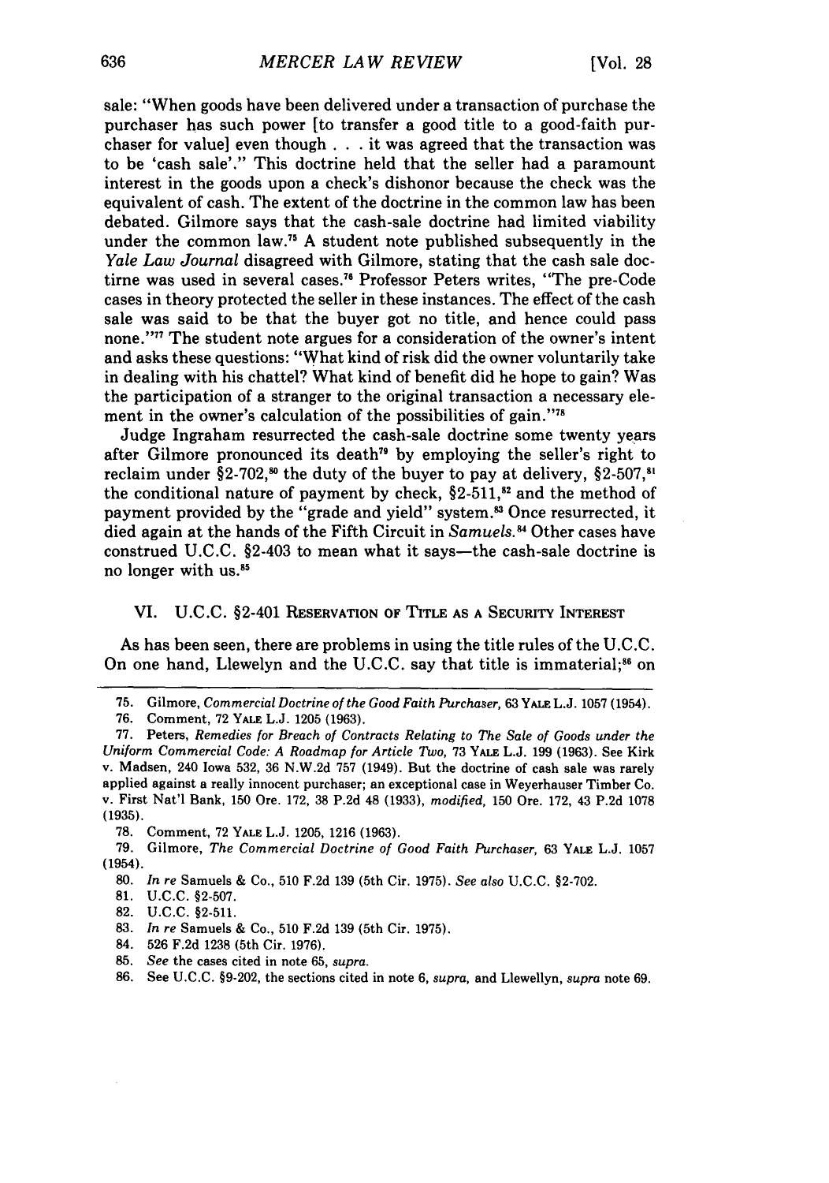sale: "When goods have been delivered under a transaction of purchase the purchaser has such power [to transfer a good title to a good-faith purchaser for value] even though . . . it was agreed that the transaction was to be 'cash sale'." This doctrine held that the seller had a paramount interest in the goods upon a check's dishonor because the check was the equivalent of cash. The extent of the doctrine in the common law has been debated. Gilmore says that the cash-sale doctrine had limited viability under the common law.[75] A student note published subsequently in the *Yale Law Journal* disagreed with Gilmore, stating that the cash sale doctirne was used in several cases.[76] Professor Peters writes, "The pre-Code cases in theory protected the seller in these instances. The effect of the cash sale was said to be that the buyer got no title, and hence could pass none."[77] The student note argues for a consideration of the owner's intent and asks these questions: "What kind of risk did the owner voluntarily take in dealing with his chattel? What kind of benefit did he hope to gain? Was the participation of a stranger to the original transaction a necessary element in the owner's calculation of the possibilities of gain."[78]

Judge Ingraham resurrected the cash-sale doctrine some twenty years after Gilmore pronounced its death[79] by employing the seller's right to reclaim under §2-702,[80] the duty of the buyer to pay at delivery, §2-507,[81] the conditional nature of payment by check, §2-511,[82] and the method of payment provided by the "grade and yield" system.[83] Once resurrected, it died again at the hands of the Fifth Circuit in *Samuels*.[84] Other cases have construed U.C.C. §2-403 to mean what it says—the cash-sale doctrine is no longer with us.[85]

## VI. U.C.C. §2-401 Reservation of Title as a Security Interest

As has been seen, there are problems in using the title rules of the U.C.C. On one hand, Llewelyn and the U.C.C. say that title is immaterial;[86] on

---

75. Gilmore, *Commercial Doctrine of the Good Faith Purchaser*, 63 Yale L.J. 1057 (1954).

76. Comment, 72 Yale L.J. 1205 (1963).

77. Peters, *Remedies for Breach of Contracts Relating to The Sale of Goods under the Uniform Commercial Code: A Roadmap for Article Two*, 73 Yale L.J. 199 (1963). See Kirk v. Madsen, 240 Iowa 532, 36 N.W.2d 757 (1949). But the doctrine of cash sale was rarely applied against a really innocent purchaser; an exceptional case in Weyerhauser Timber Co. v. First Nat'l Bank, 150 Ore. 172, 38 P.2d 48 (1933), *modified*, 150 Ore. 172, 43 P.2d 1078 (1935).

78. Comment, 72 Yale L.J. 1205, 1216 (1963).

79. Gilmore, *The Commercial Doctrine of Good Faith Purchaser*, 63 Yale L.J. 1057 (1954).

80. *In re* Samuels & Co., 510 F.2d 139 (5th Cir. 1975). *See also* U.C.C. §2-702.

81. U.C.C. §2-507.

82. U.C.C. §2-511.

83. *In re* Samuels & Co., 510 F.2d 139 (5th Cir. 1975).

84. 526 F.2d 1238 (5th Cir. 1976).

85. *See* the cases cited in note 65, *supra*.

86. See U.C.C. §9-202, the sections cited in note 6, *supra*, and Llewellyn, *supra* note 69.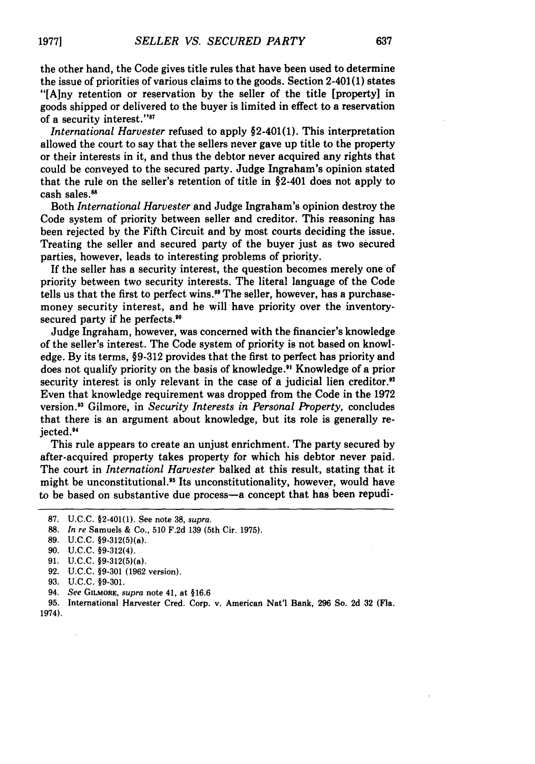the other hand, the Code gives title rules that have been used to determine the issue of priorities of various claims to the goods. Section 2-401(1) states "[A]ny retention or reservation by the seller of the title [property] in goods shipped or delivered to the buyer is limited in effect to a reservation of a security interest."[87]

*International Harvester* refused to apply §2-401(1). This interpretation allowed the court to say that the sellers never gave up title to the property or their interests in it, and thus the debtor never acquired any rights that could be conveyed to the secured party. Judge Ingraham's opinion stated that the rule on the seller's retention of title in §2-401 does not apply to cash sales.[88]

Both *International Harvester* and Judge Ingraham's opinion destroy the Code system of priority between seller and creditor. This reasoning has been rejected by the Fifth Circuit and by most courts deciding the issue. Treating the seller and secured party of the buyer just as two secured parties, however, leads to interesting problems of priority.

If the seller has a security interest, the question becomes merely one of priority between two security interests. The literal language of the Code tells us that the first to perfect wins.[89] The seller, however, has a purchase-money security interest, and he will have priority over the inventory-secured party if he perfects.[90]

Judge Ingraham, however, was concerned with the financier's knowledge of the seller's interest. The Code system of priority is not based on knowledge. By its terms, §9-312 provides that the first to perfect has priority and does not qualify priority on the basis of knowledge.[91] Knowledge of a prior security interest is only relevant in the case of a judicial lien creditor.[92] Even that knowledge requirement was dropped from the Code in the 1972 version.[93] Gilmore, in *Security Interests in Personal Property,* concludes that there is an argument about knowledge, but its role is generally rejected.[94]

This rule appears to create an unjust enrichment. The party secured by after-acquired property takes property for which his debtor never paid. The court in *Internationl Harvester* balked at this result, stating that it might be unconstitutional.[95] Its unconstitutionality, however, would have to be based on substantive due process—a concept that has been repudi-

---

87. U.C.C. §2-401(1). See note 38, *supra*.

88. *In re* Samuels & Co., 510 F.2d 139 (5th Cir. 1975).

89. U.C.C. §9-312(5)(a).

90. U.C.C. §9-312(4).

91. U.C.C. §9-312(5)(a).

92. U.C.C. §9-301 (1962 version).

93. U.C.C. §9-301.

94. *See* GILMORE, *supra* note 41, at §16.6

95. International Harvester Cred. Corp. v. American Nat'l Bank, 296 So. 2d 32 (Fla. 1974).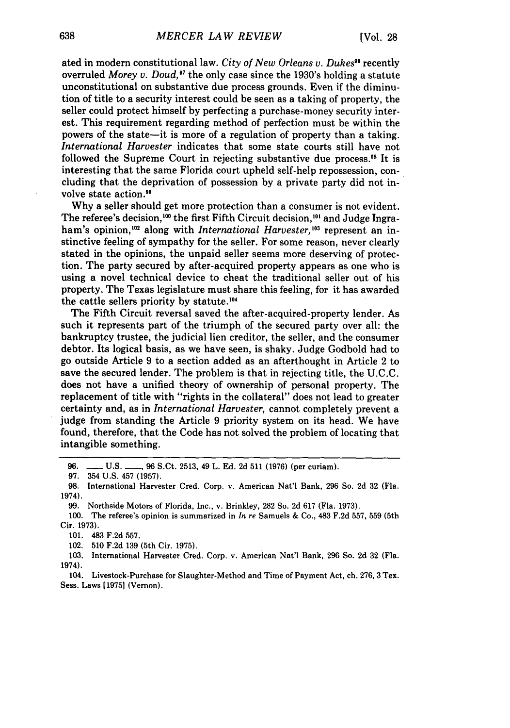ated in modern constitutional law. *City of New Orleans v. Dukes*[96] recently overruled *Morey v. Doud*,[97] the only case since the 1930's holding a statute unconstitutional on substantive due process grounds. Even if the diminution of title to a security interest could be seen as a taking of property, the seller could protect himself by perfecting a purchase-money security interest. This requirement regarding method of perfection must be within the powers of the state—it is more of a regulation of property than a taking. *International Harvester* indicates that some state courts still have not followed the Supreme Court in rejecting substantive due process.[98] It is interesting that the same Florida court upheld self-help repossession, concluding that the deprivation of possession by a private party did not involve state action.[99]

Why a seller should get more protection than a consumer is not evident. The referee's decision,[100] the first Fifth Circuit decision,[101] and Judge Ingraham's opinion,[102] along with *International Harvester*,[103] represent an instinctive feeling of sympathy for the seller. For some reason, never clearly stated in the opinions, the unpaid seller seems more deserving of protection. The party secured by after-acquired property appears as one who is using a novel technical device to cheat the traditional seller out of his property. The Texas legislature must share this feeling, for it has awarded the cattle sellers priority by statute.[104]

The Fifth Circuit reversal saved the after-acquired-property lender. As such it represents part of the triumph of the secured party over all: the bankruptcy trustee, the judicial lien creditor, the seller, and the consumer debtor. Its logical basis, as we have seen, is shaky. Judge Godbold had to go outside Article 9 to a section added as an afterthought in Article 2 to save the secured lender. The problem is that in rejecting title, the U.C.C. does not have a unified theory of ownership of personal property. The replacement of title with "rights in the collateral" does not lead to greater certainty and, as in *International Harvester*, cannot completely prevent a judge from standing the Article 9 priority system on its head. We have found, therefore, that the Code has not solved the problem of locating that intangible something.

---

96. ___ U.S. ___, 96 S.Ct. 2513, 49 L. Ed. 2d 511 (1976) (per curiam).

97. 354 U.S. 457 (1957).

98. International Harvester Cred. Corp. v. American Nat'l Bank, 296 So. 2d 32 (Fla. 1974).

99. Northside Motors of Florida, Inc., v. Brinkley, 282 So. 2d 617 (Fla. 1973).

100. The referee's opinion is summarized in *In re* Samuels & Co., 483 F.2d 557, 559 (5th Cir. 1973).

101. 483 F.2d 557.

102. 510 F.2d 139 (5th Cir. 1975).

103. International Harvester Cred. Corp. v. American Nat'l Bank, 296 So. 2d 32 (Fla. 1974).

104. Livestock-Purchase for Slaughter-Method and Time of Payment Act, ch. 276, 3 Tex. Sess. Laws [1975] (Vernon).